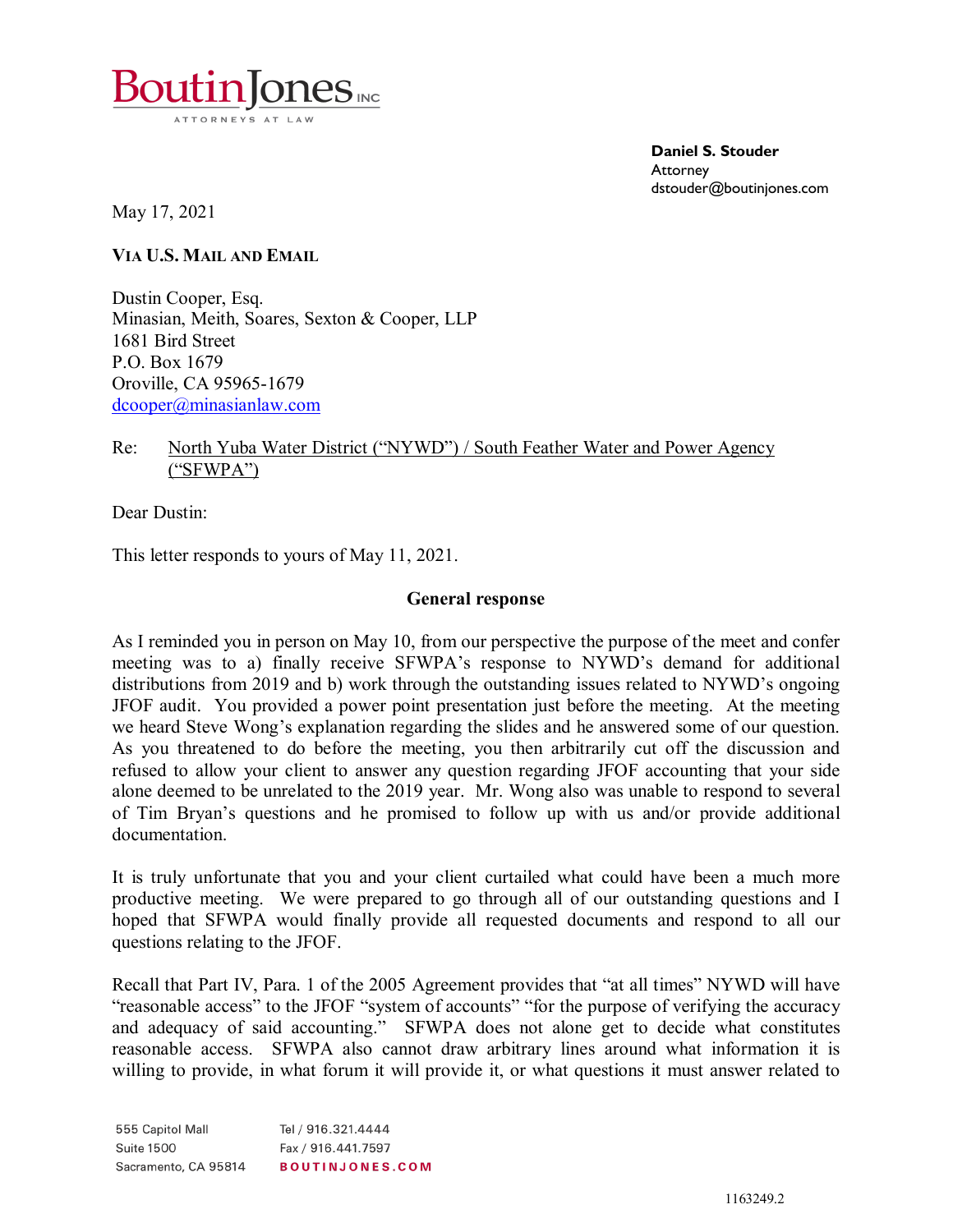BoutinJones INC
ATTORNEYS AT LAW

**Daniel S. Stouder**
Attorney
dstouder@boutinjones.com

May 17, 2021

**VIA U.S. MAIL AND EMAIL**

Dustin Cooper, Esq.
Minasian, Meith, Soares, Sexton & Cooper, LLP
1681 Bird Street
P.O. Box 1679
Oroville, CA 95965-1679
dcooper@minasianlaw.com

Re: North Yuba Water District ("NYWD") / South Feather Water and Power Agency ("SFWPA")

Dear Dustin:

This letter responds to yours of May 11, 2021.

**General response**

As I reminded you in person on May 10, from our perspective the purpose of the meet and confer meeting was to a) finally receive SFWPA's response to NYWD's demand for additional distributions from 2019 and b) work through the outstanding issues related to NYWD's ongoing JFOF audit. You provided a power point presentation just before the meeting. At the meeting we heard Steve Wong's explanation regarding the slides and he answered some of our question. As you threatened to do before the meeting, you then arbitrarily cut off the discussion and refused to allow your client to answer any question regarding JFOF accounting that your side alone deemed to be unrelated to the 2019 year. Mr. Wong also was unable to respond to several of Tim Bryan's questions and he promised to follow up with us and/or provide additional documentation.

It is truly unfortunate that you and your client curtailed what could have been a much more productive meeting. We were prepared to go through all of our outstanding questions and I hoped that SFWPA would finally provide all requested documents and respond to all our questions relating to the JFOF.

Recall that Part IV, Para. 1 of the 2005 Agreement provides that "at all times" NYWD will have "reasonable access" to the JFOF "system of accounts" "for the purpose of verifying the accuracy and adequacy of said accounting." SFWPA does not alone get to decide what constitutes reasonable access. SFWPA also cannot draw arbitrary lines around what information it is willing to provide, in what forum it will provide it, or what questions it must answer related to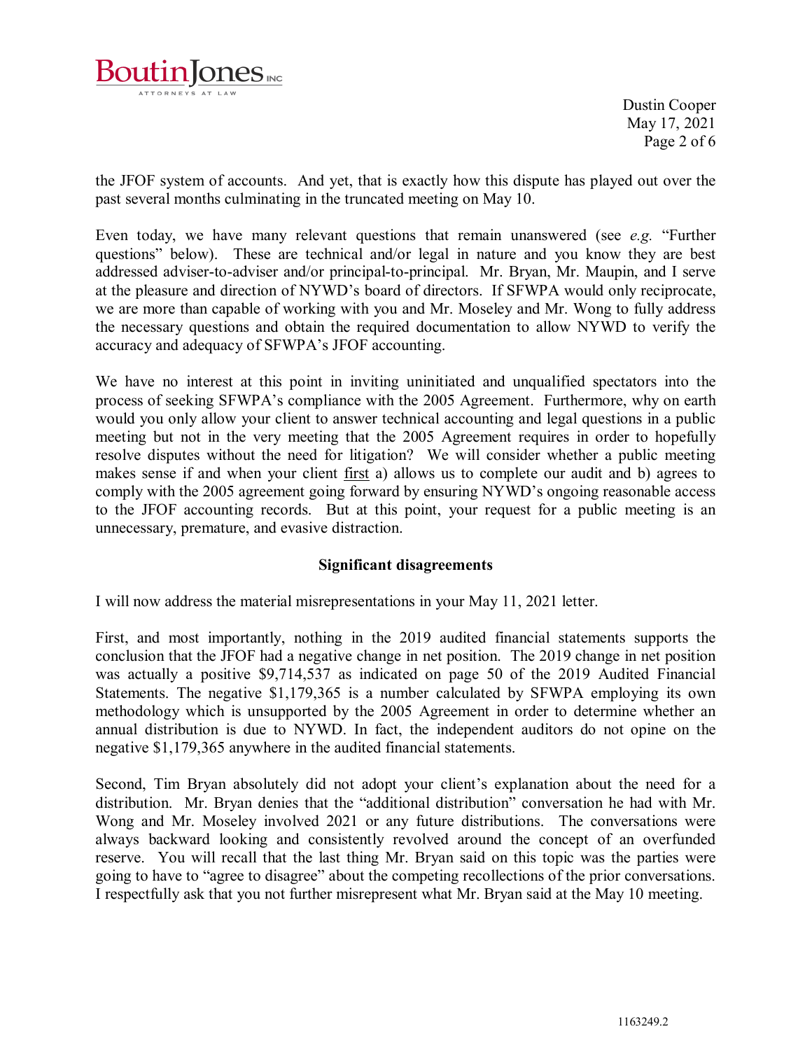the JFOF system of accounts. And yet, that is exactly how this dispute has played out over the past several months culminating in the truncated meeting on May 10.

Even today, we have many relevant questions that remain unanswered (see *e.g.* "Further questions" below). These are technical and/or legal in nature and you know they are best addressed adviser-to-adviser and/or principal-to-principal. Mr. Bryan, Mr. Maupin, and I serve at the pleasure and direction of NYWD's board of directors. If SFWPA would only reciprocate, we are more than capable of working with you and Mr. Moseley and Mr. Wong to fully address the necessary questions and obtain the required documentation to allow NYWD to verify the accuracy and adequacy of SFWPA's JFOF accounting.

We have no interest at this point in inviting uninitiated and unqualified spectators into the process of seeking SFWPA's compliance with the 2005 Agreement. Furthermore, why on earth would you only allow your client to answer technical accounting and legal questions in a public meeting but not in the very meeting that the 2005 Agreement requires in order to hopefully resolve disputes without the need for litigation? We will consider whether a public meeting makes sense if and when your client <u>first</u> a) allows us to complete our audit and b) agrees to comply with the 2005 agreement going forward by ensuring NYWD's ongoing reasonable access to the JFOF accounting records. But at this point, your request for a public meeting is an unnecessary, premature, and evasive distraction.

**Significant disagreements**

I will now address the material misrepresentations in your May 11, 2021 letter.

First, and most importantly, nothing in the 2019 audited financial statements supports the conclusion that the JFOF had a negative change in net position. The 2019 change in net position was actually a positive $9,714,537 as indicated on page 50 of the 2019 Audited Financial Statements. The negative $1,179,365 is a number calculated by SFWPA employing its own methodology which is unsupported by the 2005 Agreement in order to determine whether an annual distribution is due to NYWD. In fact, the independent auditors do not opine on the negative $1,179,365 anywhere in the audited financial statements.

Second, Tim Bryan absolutely did not adopt your client's explanation about the need for a distribution. Mr. Bryan denies that the "additional distribution" conversation he had with Mr. Wong and Mr. Moseley involved 2021 or any future distributions. The conversations were always backward looking and consistently revolved around the concept of an overfunded reserve. You will recall that the last thing Mr. Bryan said on this topic was the parties were going to have to "agree to disagree" about the competing recollections of the prior conversations. I respectfully ask that you not further misrepresent what Mr. Bryan said at the May 10 meeting.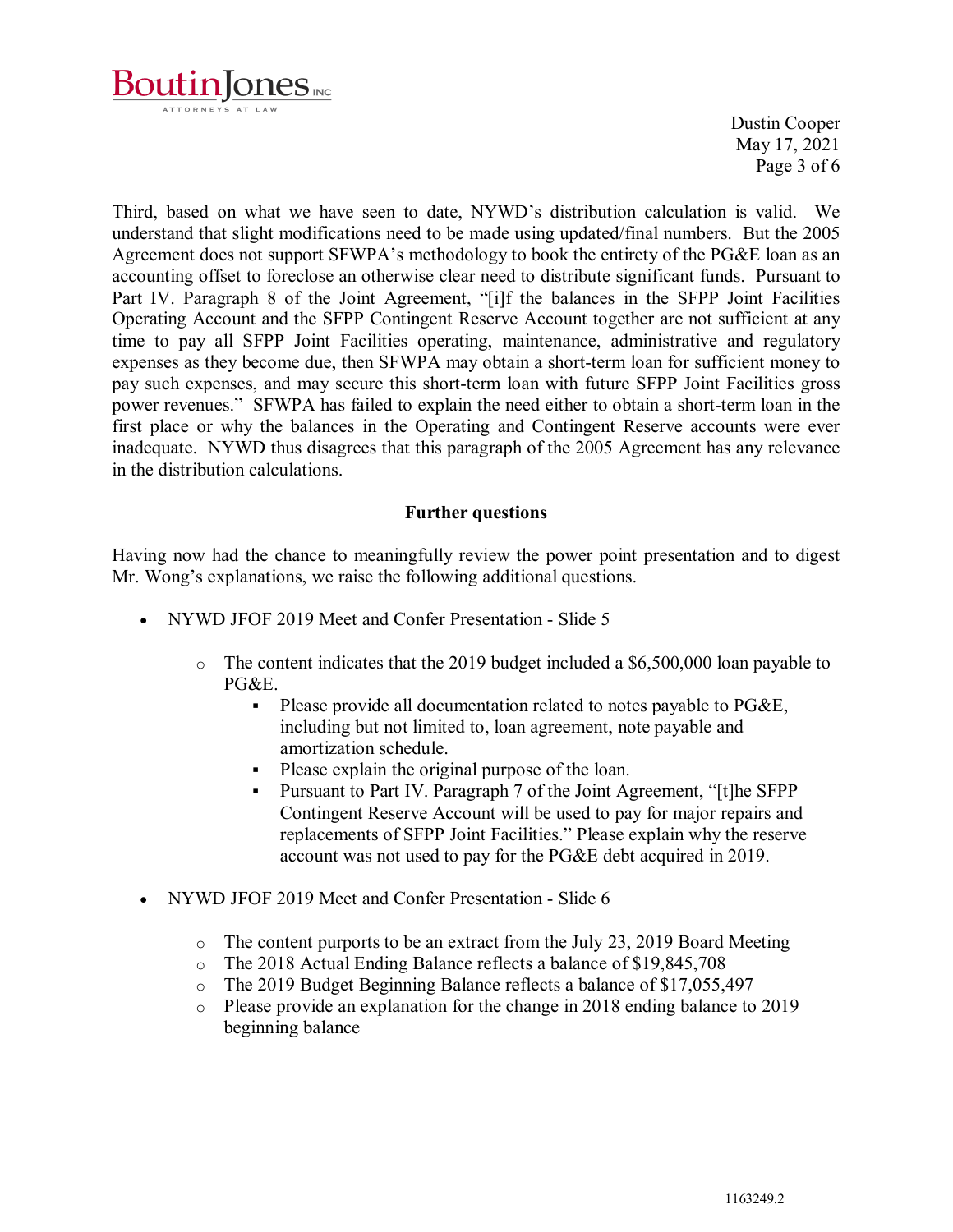Third, based on what we have seen to date, NYWD's distribution calculation is valid. We understand that slight modifications need to be made using updated/final numbers. But the 2005 Agreement does not support SFWPA's methodology to book the entirety of the PG&E loan as an accounting offset to foreclose an otherwise clear need to distribute significant funds. Pursuant to Part IV. Paragraph 8 of the Joint Agreement, "[i]f the balances in the SFPP Joint Facilities Operating Account and the SFPP Contingent Reserve Account together are not sufficient at any time to pay all SFPP Joint Facilities operating, maintenance, administrative and regulatory expenses as they become due, then SFWPA may obtain a short-term loan for sufficient money to pay such expenses, and may secure this short-term loan with future SFPP Joint Facilities gross power revenues." SFWPA has failed to explain the need either to obtain a short-term loan in the first place or why the balances in the Operating and Contingent Reserve accounts were ever inadequate. NYWD thus disagrees that this paragraph of the 2005 Agreement has any relevance in the distribution calculations.

**Further questions**

Having now had the chance to meaningfully review the power point presentation and to digest Mr. Wong's explanations, we raise the following additional questions.

- NYWD JFOF 2019 Meet and Confer Presentation - Slide 5
  - The content indicates that the 2019 budget included a $6,500,000 loan payable to PG&E.
    - Please provide all documentation related to notes payable to PG&E, including but not limited to, loan agreement, note payable and amortization schedule.
    - Please explain the original purpose of the loan.
    - Pursuant to Part IV. Paragraph 7 of the Joint Agreement, "[t]he SFPP Contingent Reserve Account will be used to pay for major repairs and replacements of SFPP Joint Facilities." Please explain why the reserve account was not used to pay for the PG&E debt acquired in 2019.
- NYWD JFOF 2019 Meet and Confer Presentation - Slide 6
  - The content purports to be an extract from the July 23, 2019 Board Meeting
  - The 2018 Actual Ending Balance reflects a balance of $19,845,708
  - The 2019 Budget Beginning Balance reflects a balance of $17,055,497
  - Please provide an explanation for the change in 2018 ending balance to 2019 beginning balance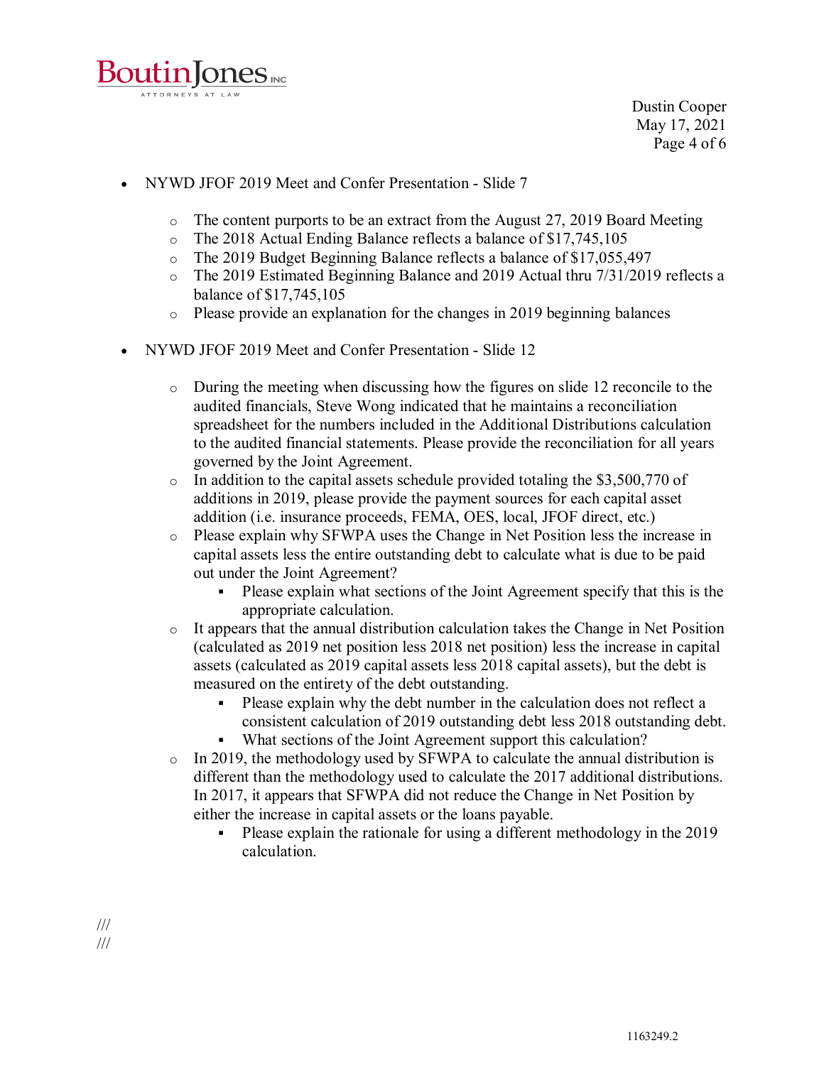- NYWD JFOF 2019 Meet and Confer Presentation - Slide 7
    - The content purports to be an extract from the August 27, 2019 Board Meeting
    - The 2018 Actual Ending Balance reflects a balance of $17,745,105
    - The 2019 Budget Beginning Balance reflects a balance of $17,055,497
    - The 2019 Estimated Beginning Balance and 2019 Actual thru 7/31/2019 reflects a balance of $17,745,105
    - Please provide an explanation for the changes in 2019 beginning balances

- NYWD JFOF 2019 Meet and Confer Presentation - Slide 12
    - During the meeting when discussing how the figures on slide 12 reconcile to the audited financials, Steve Wong indicated that he maintains a reconciliation spreadsheet for the numbers included in the Additional Distributions calculation to the audited financial statements. Please provide the reconciliation for all years governed by the Joint Agreement.
    - In addition to the capital assets schedule provided totaling the $3,500,770 of additions in 2019, please provide the payment sources for each capital asset addition (i.e. insurance proceeds, FEMA, OES, local, JFOF direct, etc.)
    - Please explain why SFWPA uses the Change in Net Position less the increase in capital assets less the entire outstanding debt to calculate what is due to be paid out under the Joint Agreement?
        - Please explain what sections of the Joint Agreement specify that this is the appropriate calculation.
    - It appears that the annual distribution calculation takes the Change in Net Position (calculated as 2019 net position less 2018 net position) less the increase in capital assets (calculated as 2019 capital assets less 2018 capital assets), but the debt is measured on the entirety of the debt outstanding.
        - Please explain why the debt number in the calculation does not reflect a consistent calculation of 2019 outstanding debt less 2018 outstanding debt.
        - What sections of the Joint Agreement support this calculation?
    - In 2019, the methodology used by SFWPA to calculate the annual distribution is different than the methodology used to calculate the 2017 additional distributions. In 2017, it appears that SFWPA did not reduce the Change in Net Position by either the increase in capital assets or the loans payable.
        - Please explain the rationale for using a different methodology in the 2019 calculation.

///
///

1163249.2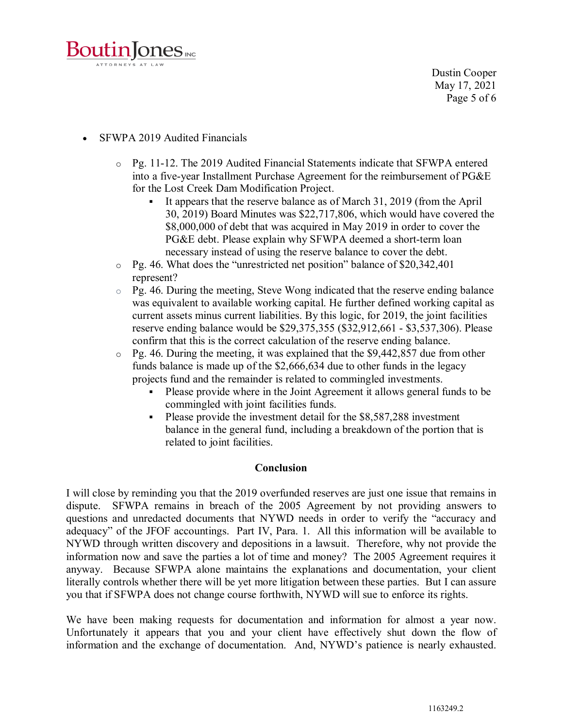- SFWPA 2019 Audited Financials
  - Pg. 11-12. The 2019 Audited Financial Statements indicate that SFWPA entered into a five-year Installment Purchase Agreement for the reimbursement of PG&E for the Lost Creek Dam Modification Project.
    - It appears that the reserve balance as of March 31, 2019 (from the April 30, 2019) Board Minutes was $22,717,806, which would have covered the $8,000,000 of debt that was acquired in May 2019 in order to cover the PG&E debt. Please explain why SFWPA deemed a short-term loan necessary instead of using the reserve balance to cover the debt.
  - Pg. 46. What does the "unrestricted net position" balance of $20,342,401 represent?
  - Pg. 46. During the meeting, Steve Wong indicated that the reserve ending balance was equivalent to available working capital. He further defined working capital as current assets minus current liabilities. By this logic, for 2019, the joint facilities reserve ending balance would be $29,375,355 ($32,912,661 - $3,537,306). Please confirm that this is the correct calculation of the reserve ending balance.
  - Pg. 46. During the meeting, it was explained that the $9,442,857 due from other funds balance is made up of the $2,666,634 due to other funds in the legacy projects fund and the remainder is related to commingled investments.
    - Please provide where in the Joint Agreement it allows general funds to be commingled with joint facilities funds.
    - Please provide the investment detail for the $8,587,288 investment balance in the general fund, including a breakdown of the portion that is related to joint facilities.

**Conclusion**

I will close by reminding you that the 2019 overfunded reserves are just one issue that remains in dispute. SFWPA remains in breach of the 2005 Agreement by not providing answers to questions and unredacted documents that NYWD needs in order to verify the "accuracy and adequacy" of the JFOF accountings. Part IV, Para. 1. All this information will be available to NYWD through written discovery and depositions in a lawsuit. Therefore, why not provide the information now and save the parties a lot of time and money? The 2005 Agreement requires it anyway. Because SFWPA alone maintains the explanations and documentation, your client literally controls whether there will be yet more litigation between these parties. But I can assure you that if SFWPA does not change course forthwith, NYWD will sue to enforce its rights.

We have been making requests for documentation and information for almost a year now. Unfortunately it appears that you and your client have effectively shut down the flow of information and the exchange of documentation. And, NYWD's patience is nearly exhausted.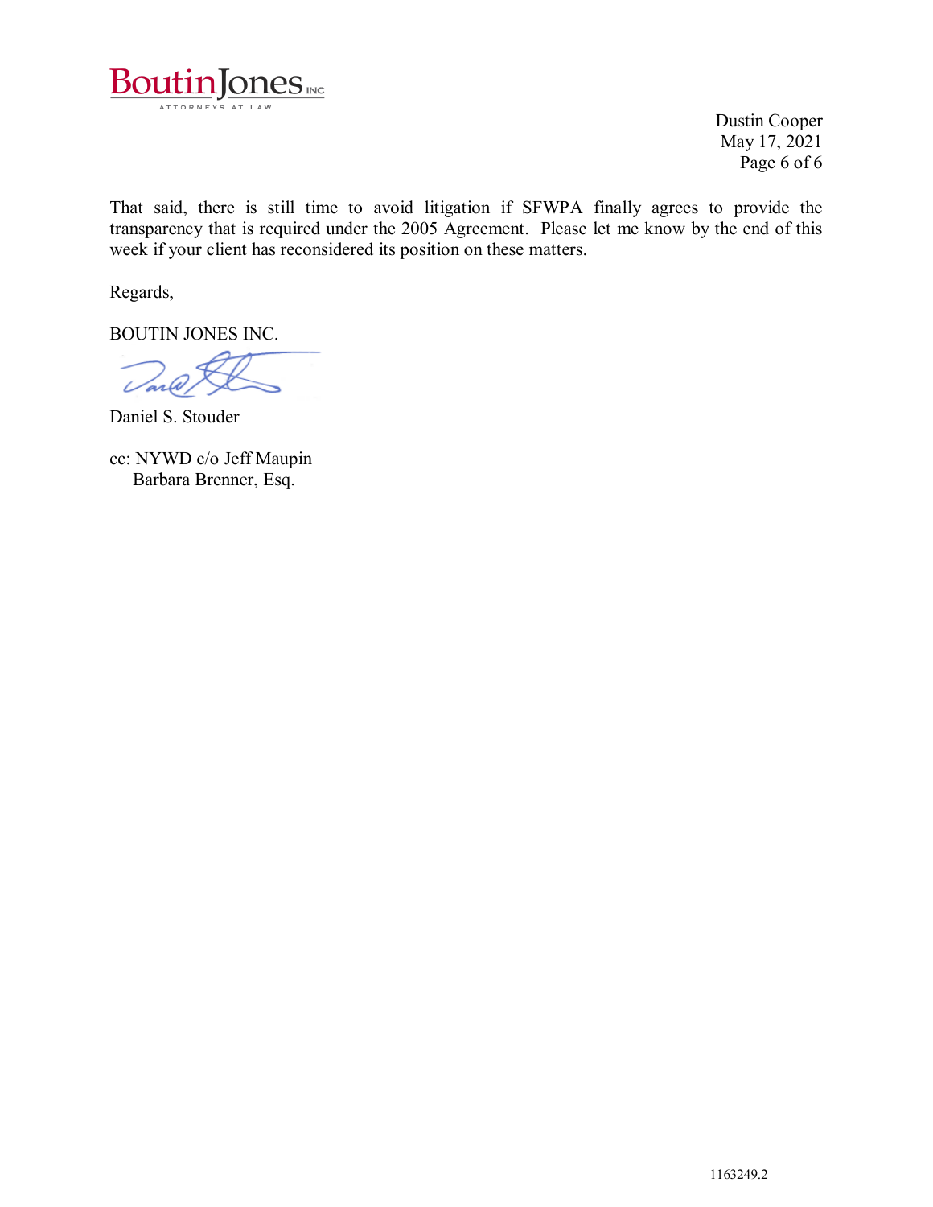That said, there is still time to avoid litigation if SFWPA finally agrees to provide the transparency that is required under the 2005 Agreement. Please let me know by the end of this week if your client has reconsidered its position on these matters.

Regards,

BOUTIN JONES INC.

Daniel S. Stouder

cc: NYWD c/o Jeff Maupin
Barbara Brenner, Esq.

1163249.2